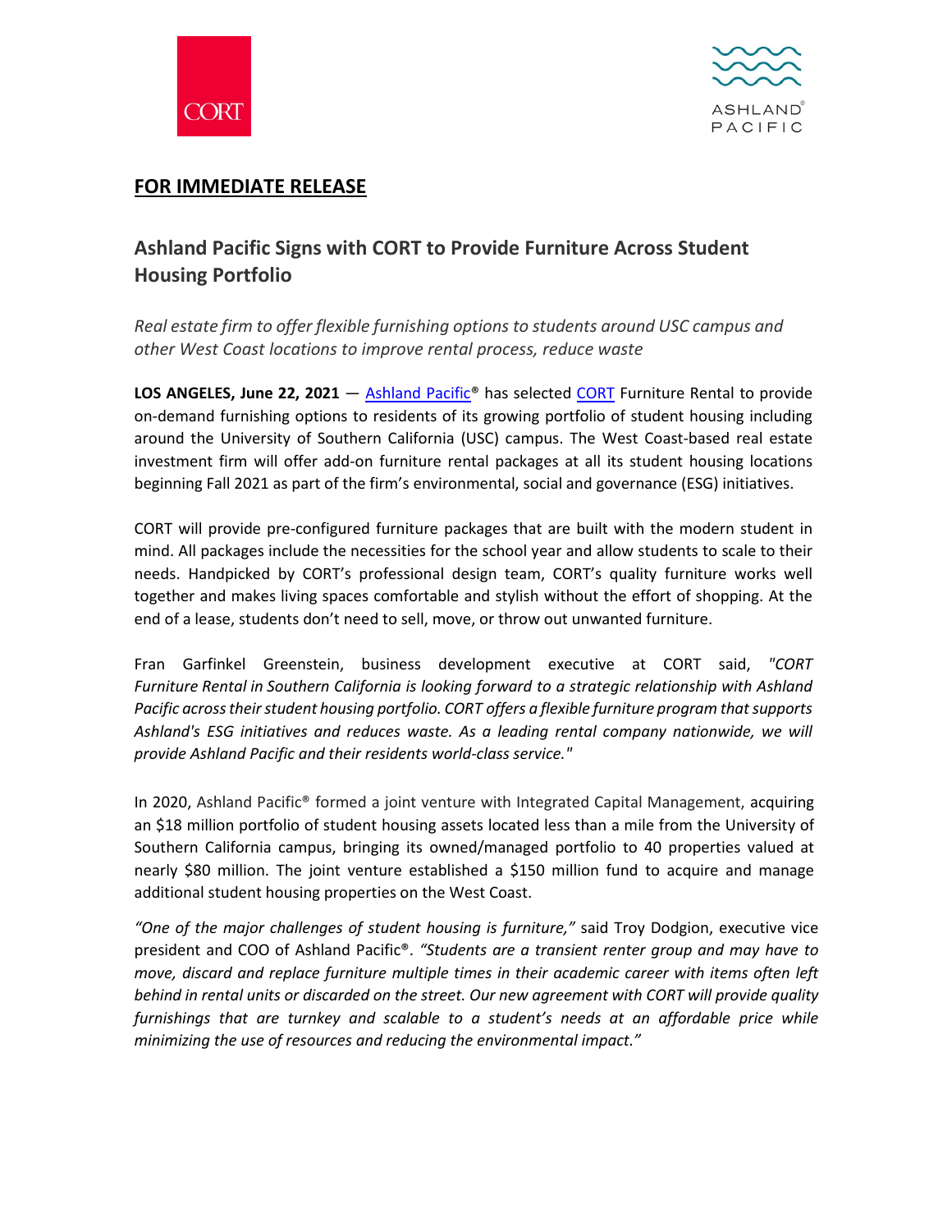**FOR IMMEDIATE RELEASE**

## Ashland Pacific Signs with CORT to Provide Furniture Across Student Housing Portfolio

*Real estate firm to offer flexible furnishing options to students around USC campus and other West Coast locations to improve rental process, reduce waste*

**LOS ANGELES, June 22, 2021** — Ashland Pacific® has selected CORT Furniture Rental to provide on-demand furnishing options to residents of its growing portfolio of student housing including around the University of Southern California (USC) campus. The West Coast-based real estate investment firm will offer add-on furniture rental packages at all its student housing locations beginning Fall 2021 as part of the firm's environmental, social and governance (ESG) initiatives.

CORT will provide pre-configured furniture packages that are built with the modern student in mind. All packages include the necessities for the school year and allow students to scale to their needs. Handpicked by CORT's professional design team, CORT's quality furniture works well together and makes living spaces comfortable and stylish without the effort of shopping. At the end of a lease, students don't need to sell, move, or throw out unwanted furniture.

Fran Garfinkel Greenstein, business development executive at CORT said, *"CORT Furniture Rental in Southern California is looking forward to a strategic relationship with Ashland Pacific across their student housing portfolio. CORT offers a flexible furniture program that supports Ashland's ESG initiatives and reduces waste. As a leading rental company nationwide, we will provide Ashland Pacific and their residents world-class service."*

In 2020, Ashland Pacific® formed a joint venture with Integrated Capital Management, acquiring an $18 million portfolio of student housing assets located less than a mile from the University of Southern California campus, bringing its owned/managed portfolio to 40 properties valued at nearly $80 million. The joint venture established a $150 million fund to acquire and manage additional student housing properties on the West Coast.

*"One of the major challenges of student housing is furniture,"* said Troy Dodgion, executive vice president and COO of Ashland Pacific®. *"Students are a transient renter group and may have to move, discard and replace furniture multiple times in their academic career with items often left behind in rental units or discarded on the street. Our new agreement with CORT will provide quality furnishings that are turnkey and scalable to a student's needs at an affordable price while minimizing the use of resources and reducing the environmental impact."*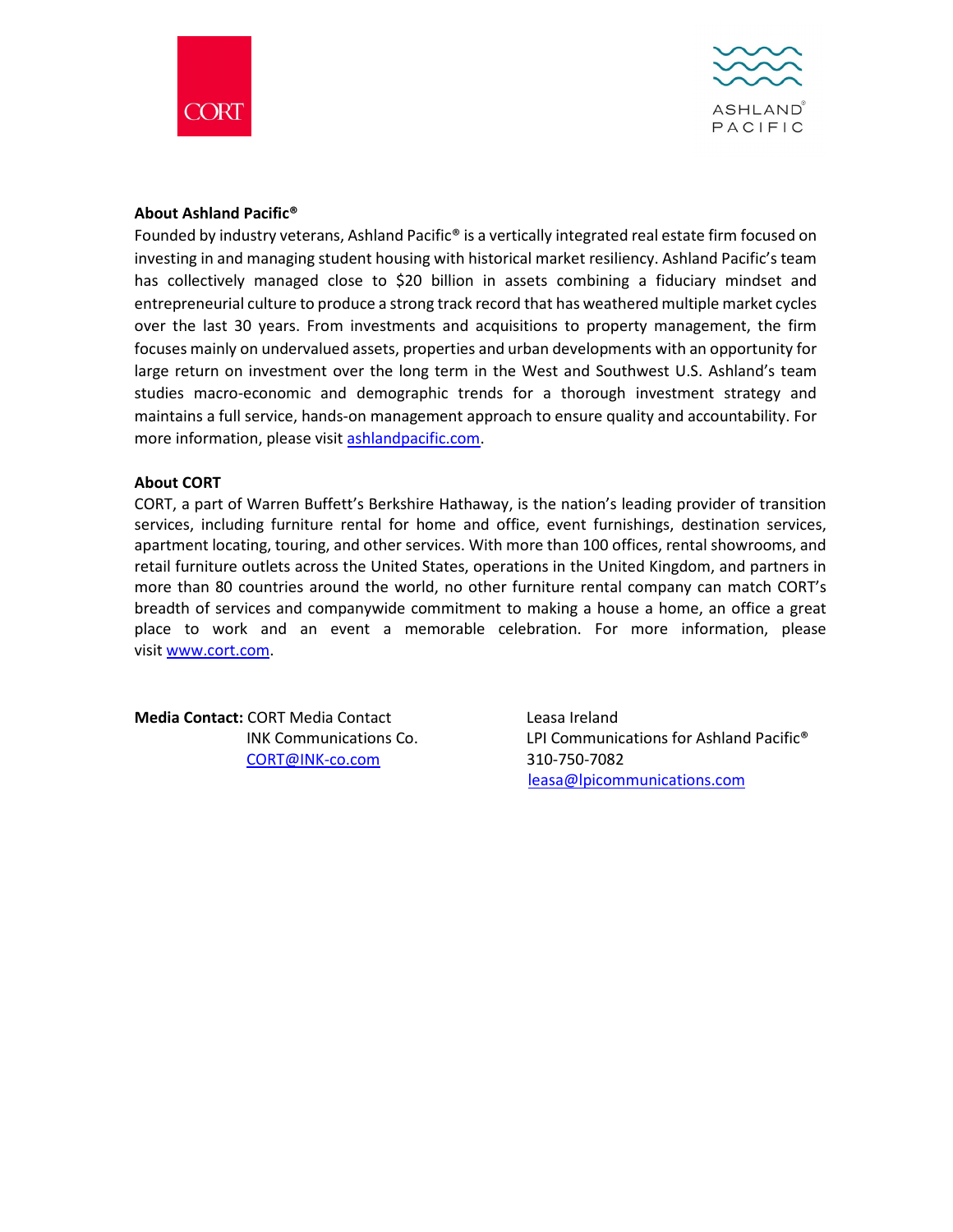**About Ashland Pacific®**

Founded by industry veterans, Ashland Pacific® is a vertically integrated real estate firm focused on investing in and managing student housing with historical market resiliency. Ashland Pacific's team has collectively managed close to $20 billion in assets combining a fiduciary mindset and entrepreneurial culture to produce a strong track record that has weathered multiple market cycles over the last 30 years. From investments and acquisitions to property management, the firm focuses mainly on undervalued assets, properties and urban developments with an opportunity for large return on investment over the long term in the West and Southwest U.S. Ashland's team studies macro-economic and demographic trends for a thorough investment strategy and maintains a full service, hands-on management approach to ensure quality and accountability. For more information, please visit ashlandpacific.com.

**About CORT**

CORT, a part of Warren Buffett's Berkshire Hathaway, is the nation's leading provider of transition services, including furniture rental for home and office, event furnishings, destination services, apartment locating, touring, and other services. With more than 100 offices, rental showrooms, and retail furniture outlets across the United States, operations in the United Kingdom, and partners in more than 80 countries around the world, no other furniture rental company can match CORT's breadth of services and companywide commitment to making a house a home, an office a great place to work and an event a memorable celebration. For more information, please visit www.cort.com.

**Media Contact:** CORT Media Contact
INK Communications Co.
CORT@INK-co.com

Leasa Ireland
LPI Communications for Ashland Pacific®
310-750-7082
leasa@lpicommunications.com